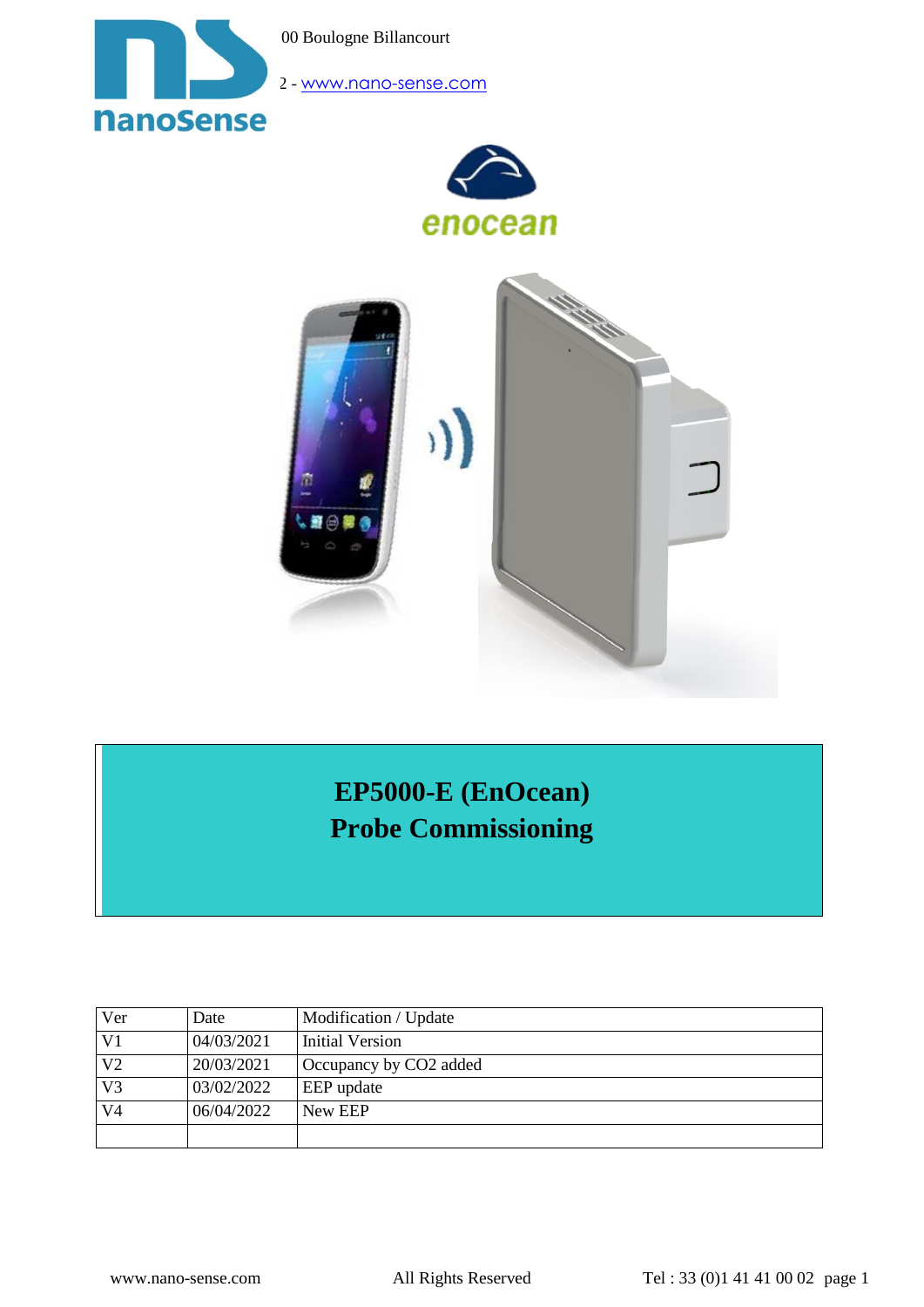00 Boulogne Billancourt

2 - www.nano-sense.com

# EP5000-E (EnOcean)
# Probe Commissioning

| Ver | Date | Modification / Update |
|---|---|---|
| V1 | 04/03/2021 | Initial Version |
| V2 | 20/03/2021 | Occupancy by CO2 added |
| V3 | 03/02/2022 | EEP update |
| V4 | 06/04/2022 | New EEP |
| | | |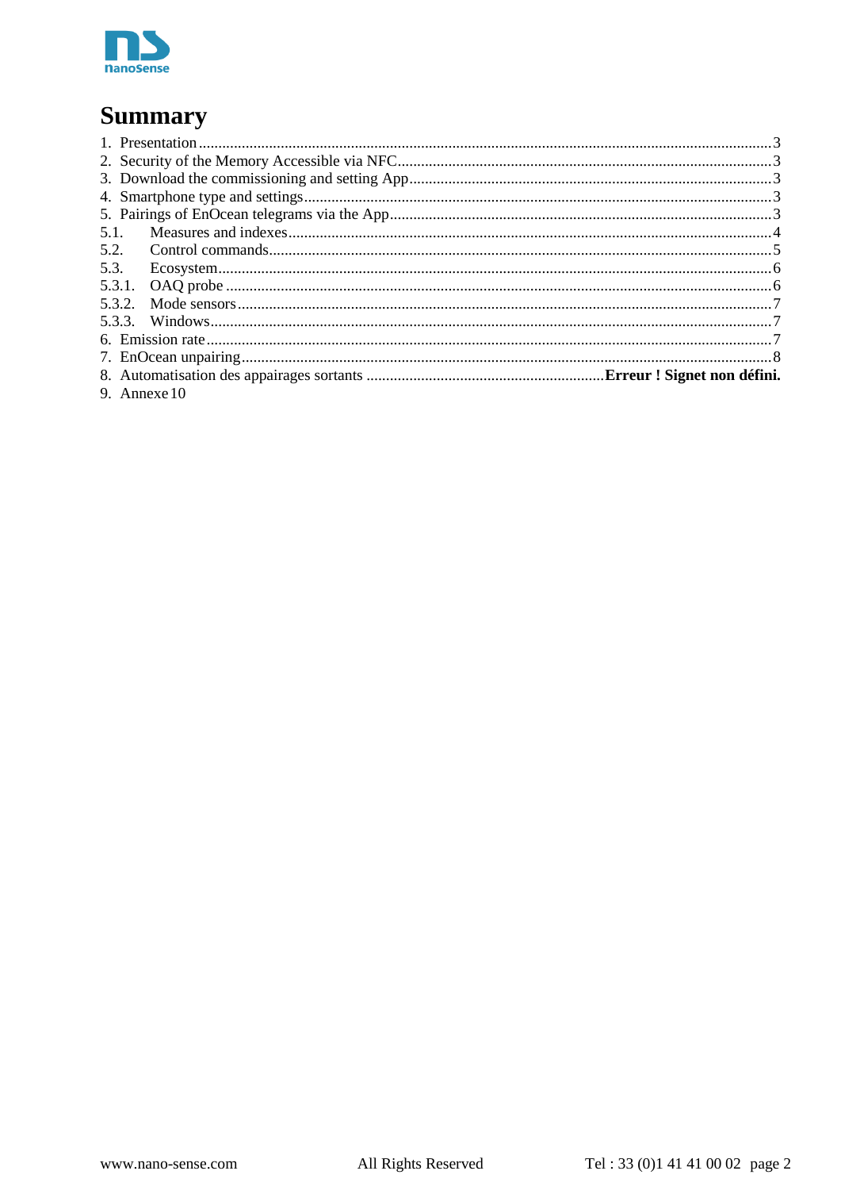# Summary

1. Presentation ........................................................................................................................................ 3
2. Security of the Memory Accessible via NFC............................................................................................... 3
3. Download the commissioning and setting App........................................................................................... 3
4. Smartphone type and settings........................................................................................................................ 3
5. Pairings of EnOcean telegrams via the App................................................................................................. 3

5.1. Measures and indexes........................................................................................................................... 4

5.2. Control commands................................................................................................................................. 5

5.3. Ecosystem.............................................................................................................................................. 6

5.3.1. OAQ probe ......................................................................................................................................... 6

5.3.2. Mode sensors....................................................................................................................................... 7

5.3.3. Windows.............................................................................................................................................. 7

6. Emission rate................................................................................................................................................ 7
7. EnOcean unpairing........................................................................................................................................ 8
8. Automatisation des appairages sortants ............................................................**Erreur ! Signet non défini.**
9. Annexe 10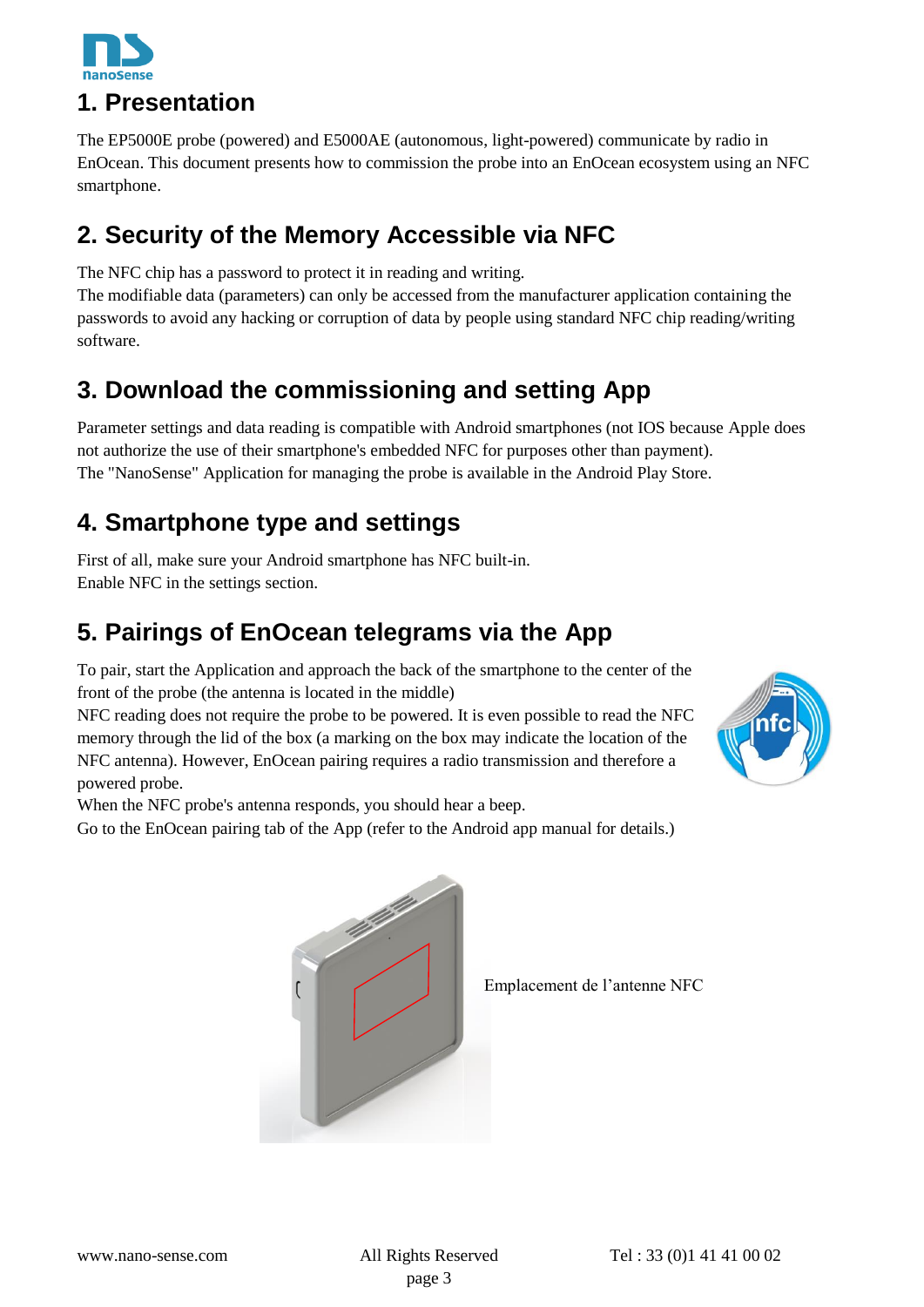# 1. Presentation

The EP5000E probe (powered) and E5000AE (autonomous, light-powered) communicate by radio in EnOcean. This document presents how to commission the probe into an EnOcean ecosystem using an NFC smartphone.

# 2. Security of the Memory Accessible via NFC

The NFC chip has a password to protect it in reading and writing.
The modifiable data (parameters) can only be accessed from the manufacturer application containing the passwords to avoid any hacking or corruption of data by people using standard NFC chip reading/writing software.

# 3. Download the commissioning and setting App

Parameter settings and data reading is compatible with Android smartphones (not IOS because Apple does not authorize the use of their smartphone's embedded NFC for purposes other than payment).
The "NanoSense" Application for managing the probe is available in the Android Play Store.

# 4. Smartphone type and settings

First of all, make sure your Android smartphone has NFC built-in.
Enable NFC in the settings section.

# 5. Pairings of EnOcean telegrams via the App

To pair, start the Application and approach the back of the smartphone to the center of the front of the probe (the antenna is located in the middle)
NFC reading does not require the probe to be powered. It is even possible to read the NFC memory through the lid of the box (a marking on the box may indicate the location of the NFC antenna). However, EnOcean pairing requires a radio transmission and therefore a powered probe.
When the NFC probe's antenna responds, you should hear a beep.
Go to the EnOcean pairing tab of the App (refer to the Android app manual for details.)

Emplacement de l'antenne NFC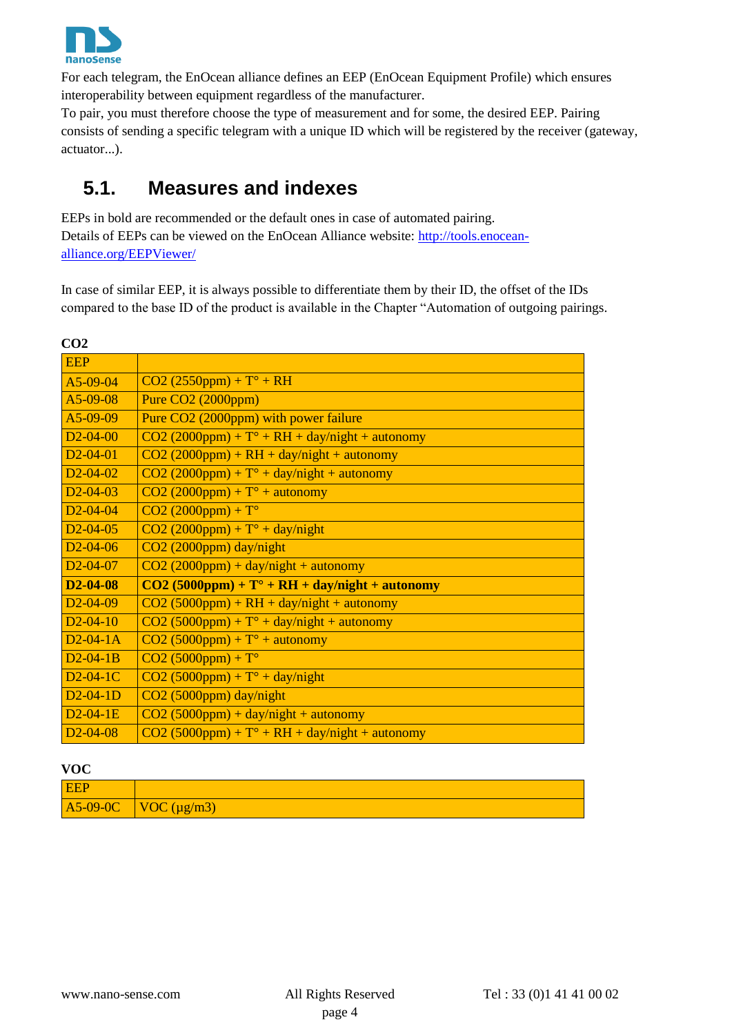For each telegram, the EnOcean alliance defines an EEP (EnOcean Equipment Profile) which ensures interoperability between equipment regardless of the manufacturer.
To pair, you must therefore choose the type of measurement and for some, the desired EEP. Pairing consists of sending a specific telegram with a unique ID which will be registered by the receiver (gateway, actuator...).

## 5.1. Measures and indexes

EEPs in bold are recommended or the default ones in case of automated pairing.
Details of EEPs can be viewed on the EnOcean Alliance website: http://tools.enocean-alliance.org/EEPViewer/

In case of similar EEP, it is always possible to differentiate them by their ID, the offset of the IDs compared to the base ID of the product is available in the Chapter "Automation of outgoing pairings.

**CO2**

| EEP | |
|---|---|
| A5-09-04 | CO2 (2550ppm) + T° + RH |
| A5-09-08 | Pure CO2 (2000ppm) |
| A5-09-09 | Pure CO2 (2000ppm) with power failure |
| D2-04-00 | CO2 (2000ppm) + T° + RH + day/night + autonomy |
| D2-04-01 | CO2 (2000ppm) + RH + day/night + autonomy |
| D2-04-02 | CO2 (2000ppm) + T° + day/night + autonomy |
| D2-04-03 | CO2 (2000ppm) + T° + autonomy |
| D2-04-04 | CO2 (2000ppm) + T° |
| D2-04-05 | CO2 (2000ppm) + T° + day/night |
| D2-04-06 | CO2 (2000ppm) day/night |
| D2-04-07 | CO2 (2000ppm) + day/night + autonomy |
| **D2-04-08** | **CO2 (5000ppm) + T° + RH + day/night + autonomy** |
| D2-04-09 | CO2 (5000ppm) + RH + day/night + autonomy |
| D2-04-10 | CO2 (5000ppm) + T° + day/night + autonomy |
| D2-04-1A | CO2 (5000ppm) + T° + autonomy |
| D2-04-1B | CO2 (5000ppm) + T° |
| D2-04-1C | CO2 (5000ppm) + T° + day/night |
| D2-04-1D | CO2 (5000ppm) day/night |
| D2-04-1E | CO2 (5000ppm) + day/night + autonomy |
| D2-04-08 | CO2 (5000ppm) + T° + RH + day/night + autonomy |

**VOC**

| EEP | |
|---|---|
| A5-09-0C | VOC (µg/m3) |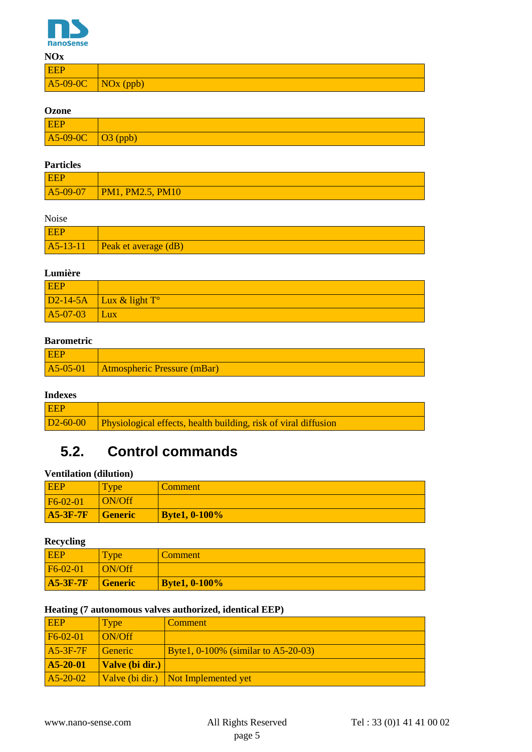**NOx**

| EEP | |
|---|---|
| A5-09-0C | NOx (ppb) |

**Ozone**

| EEP | |
|---|---|
| A5-09-0C | O3 (ppb) |

**Particles**

| EEP | |
|---|---|
| A5-09-07 | PM1, PM2.5, PM10 |

Noise

| EEP | |
|---|---|
| A5-13-11 | Peak et average (dB) |

**Lumière**

| EEP | |
|---|---|
| D2-14-5A | Lux & light T° |
| A5-07-03 | Lux |

**Barometric**

| EEP | |
|---|---|
| A5-05-01 | Atmospheric Pressure (mBar) |

**Indexes**

| EEP | |
|---|---|
| D2-60-00 | Physiological effects, health building, risk of viral diffusion |

## 5.2. Control commands

**Ventilation (dilution)**

| EEP | Type | Comment |
|---|---|---|
| F6-02-01 | ON/Off | |
| **A5-3F-7F** | **Generic** | **Byte1, 0-100%** |

**Recycling**

| EEP | Type | Comment |
|---|---|---|
| F6-02-01 | ON/Off | |
| **A5-3F-7F** | **Generic** | **Byte1, 0-100%** |

**Heating (7 autonomous valves authorized, identical EEP)**

| EEP | Type | Comment |
|---|---|---|
| F6-02-01 | ON/Off | |
| A5-3F-7F | Generic | Byte1, 0-100% (similar to A5-20-03) |
| **A5-20-01** | **Valve (bi dir.)** | |
| A5-20-02 | Valve (bi dir.) | Not Implemented yet |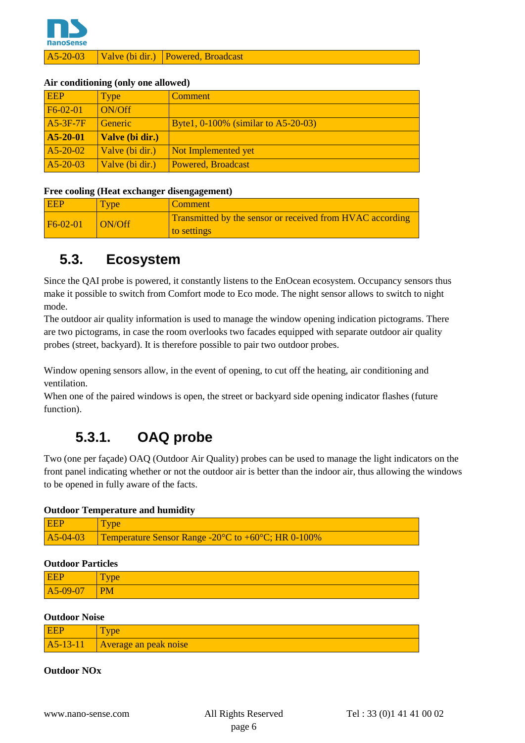| A5-20-03 | Valve (bi dir.) | Powered, Broadcast |
|---|---|---|

**Air conditioning (only one allowed)**

| EEP | Type | Comment |
|---|---|---|
| F6-02-01 | ON/Off | |
| A5-3F-7F | Generic | Byte1, 0-100% (similar to A5-20-03) |
| **A5-20-01** | **Valve (bi dir.)** | |
| A5-20-02 | Valve (bi dir.) | Not Implemented yet |
| A5-20-03 | Valve (bi dir.) | Powered, Broadcast |

**Free cooling (Heat exchanger disengagement)**

| EEP | Type | Comment |
|---|---|---|
| F6-02-01 | ON/Off | Transmitted by the sensor or received from HVAC according to settings |

## 5.3. Ecosystem

Since the QAI probe is powered, it constantly listens to the EnOcean ecosystem. Occupancy sensors thus make it possible to switch from Comfort mode to Eco mode. The night sensor allows to switch to night mode.
The outdoor air quality information is used to manage the window opening indication pictograms. There are two pictograms, in case the room overlooks two facades equipped with separate outdoor air quality probes (street, backyard). It is therefore possible to pair two outdoor probes.

Window opening sensors allow, in the event of opening, to cut off the heating, air conditioning and ventilation.
When one of the paired windows is open, the street or backyard side opening indicator flashes (future function).

### 5.3.1. OAQ probe

Two (one per façade) OAQ (Outdoor Air Quality) probes can be used to manage the light indicators on the front panel indicating whether or not the outdoor air is better than the indoor air, thus allowing the windows to be opened in fully aware of the facts.

**Outdoor Temperature and humidity**

| EEP | Type |
|---|---|
| A5-04-03 | Temperature Sensor Range -20°C to +60°C; HR 0-100% |

**Outdoor Particles**

| EEP | Type |
|---|---|
| A5-09-07 | PM |

**Outdoor Noise**

| EEP | Type |
|---|---|
| A5-13-11 | Average an peak noise |

**Outdoor NOx**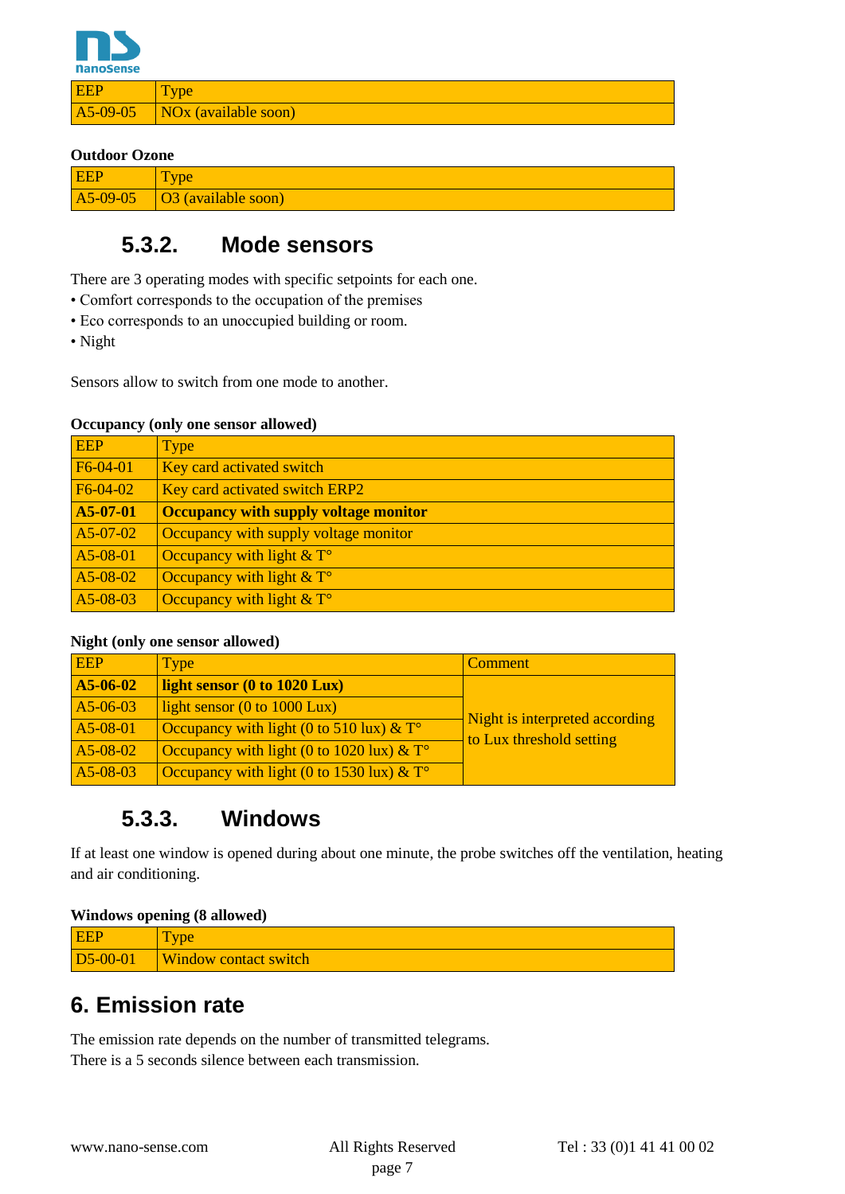| EEP | Type |
| --- | --- |
| A5-09-05 | NOx (available soon) |

**Outdoor Ozone**

| EEP | Type |
| --- | --- |
| A5-09-05 | O3 (available soon) |

### 5.3.2. Mode sensors

There are 3 operating modes with specific setpoints for each one.
• Comfort corresponds to the occupation of the premises
• Eco corresponds to an unoccupied building or room.
• Night

Sensors allow to switch from one mode to another.

**Occupancy (only one sensor allowed)**

| EEP | Type |
| --- | --- |
| F6-04-01 | Key card activated switch |
| F6-04-02 | Key card activated switch ERP2 |
| **A5-07-01** | **Occupancy with supply voltage monitor** |
| A5-07-02 | Occupancy with supply voltage monitor |
| A5-08-01 | Occupancy with light & T° |
| A5-08-02 | Occupancy with light & T° |
| A5-08-03 | Occupancy with light & T° |

**Night (only one sensor allowed)**

| EEP | Type | Comment |
| --- | --- | --- |
| **A5-06-02** | **light sensor (0 to 1020 Lux)** | Night is interpreted according to Lux threshold setting |
| A5-06-03 | light sensor (0 to 1000 Lux) | |
| A5-08-01 | Occupancy with light (0 to 510 lux) & T° | |
| A5-08-02 | Occupancy with light (0 to 1020 lux) & T° | |
| A5-08-03 | Occupancy with light (0 to 1530 lux) & T° | |

### 5.3.3. Windows

If at least one window is opened during about one minute, the probe switches off the ventilation, heating and air conditioning.

**Windows opening (8 allowed)**

| EEP | Type |
| --- | --- |
| D5-00-01 | Window contact switch |

# 6. Emission rate

The emission rate depends on the number of transmitted telegrams.
There is a 5 seconds silence between each transmission.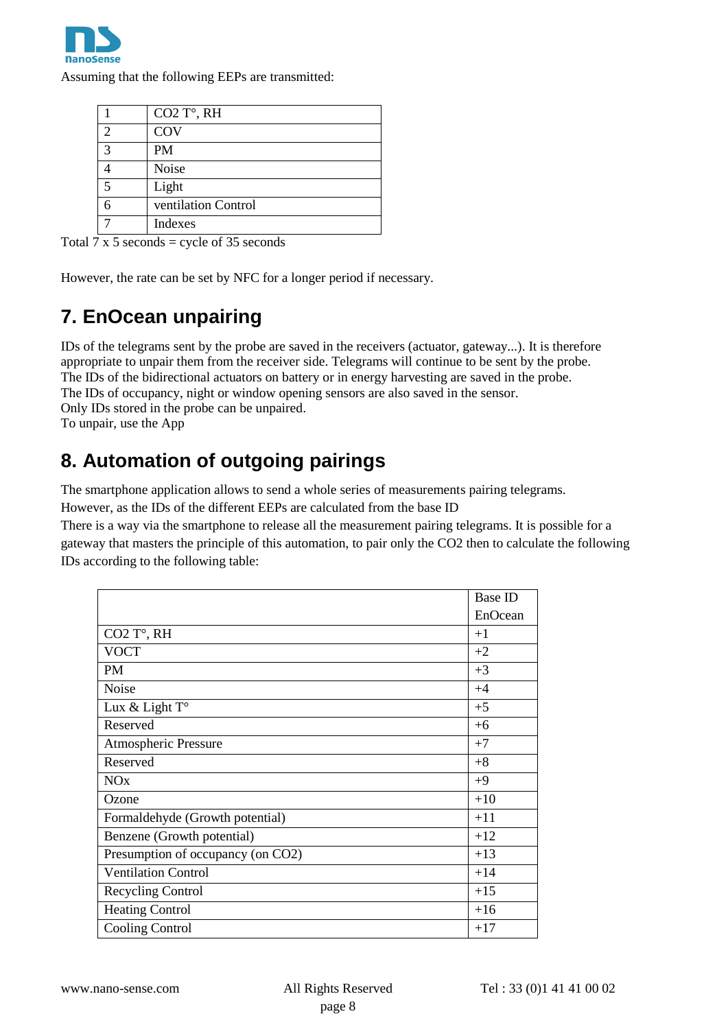Assuming that the following EEPs are transmitted:

| | |
|---|---|
| 1 | CO2 T°, RH |
| 2 | COV |
| 3 | PM |
| 4 | Noise |
| 5 | Light |
| 6 | ventilation Control |
| 7 | Indexes |

Total 7 x 5 seconds = cycle of 35 seconds

However, the rate can be set by NFC for a longer period if necessary.

## 7. EnOcean unpairing

IDs of the telegrams sent by the probe are saved in the receivers (actuator, gateway...). It is therefore appropriate to unpair them from the receiver side. Telegrams will continue to be sent by the probe.
The IDs of the bidirectional actuators on battery or in energy harvesting are saved in the probe.
The IDs of occupancy, night or window opening sensors are also saved in the sensor.
Only IDs stored in the probe can be unpaired.
To unpair, use the App

## 8. Automation of outgoing pairings

The smartphone application allows to send a whole series of measurements pairing telegrams.
However, as the IDs of the different EEPs are calculated from the base ID
There is a way via the smartphone to release all the measurement pairing telegrams. It is possible for a gateway that masters the principle of this automation, to pair only the CO2 then to calculate the following IDs according to the following table:

| | Base ID EnOcean |
|---|---|
| CO2 T°, RH | +1 |
| VOCT | +2 |
| PM | +3 |
| Noise | +4 |
| Lux & Light T° | +5 |
| Reserved | +6 |
| Atmospheric Pressure | +7 |
| Reserved | +8 |
| NOx | +9 |
| Ozone | +10 |
| Formaldehyde (Growth potential) | +11 |
| Benzene (Growth potential) | +12 |
| Presumption of occupancy (on CO2) | +13 |
| Ventilation Control | +14 |
| Recycling Control | +15 |
| Heating Control | +16 |
| Cooling Control | +17 |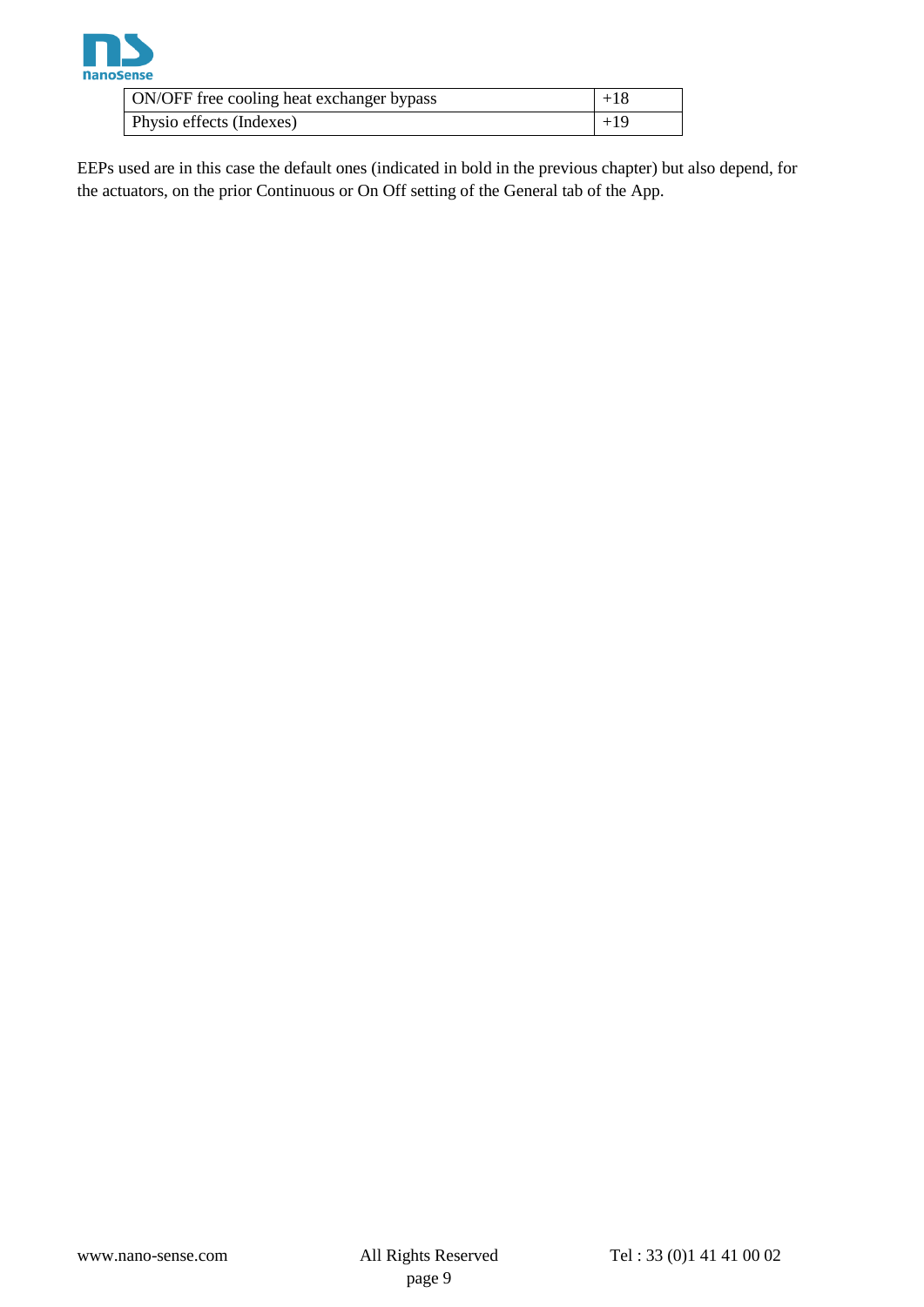| ON/OFF free cooling heat exchanger bypass | +18 |
| --- | --- |
| Physio effects (Indexes) | +19 |

EEPs used are in this case the default ones (indicated in bold in the previous chapter) but also depend, for the actuators, on the prior Continuous or On Off setting of the General tab of the App.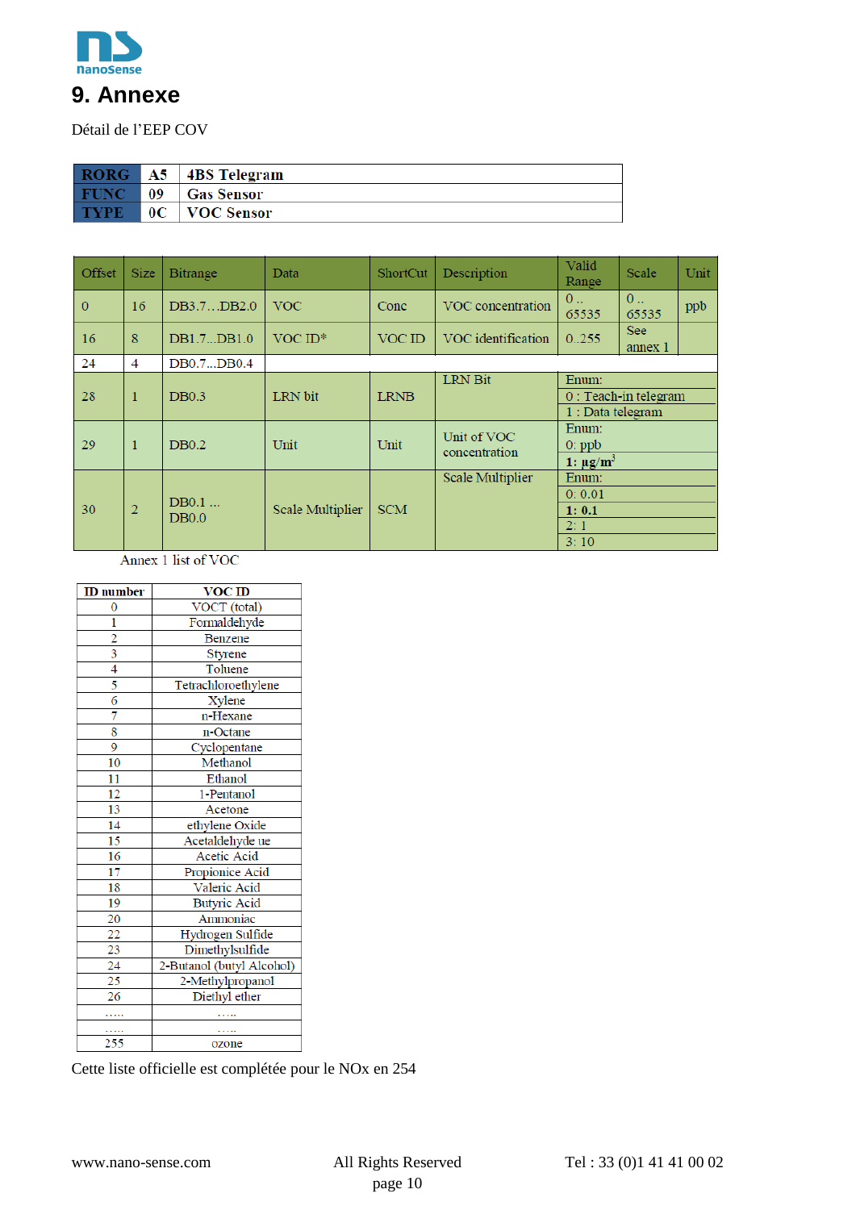# 9. Annexe

Détail de l'EEP COV

| | | |
|---|---|---|
| **RORG** | **A5** | **4BS Telegram** |
| **FUNC** | **09** | **Gas Sensor** |
| **TYPE** | **0C** | **VOC Sensor** |

| Offset | Size | Bitrange | Data | ShortCut | Description | Valid Range | Scale | Unit |
|---|---|---|---|---|---|---|---|---|
| 0 | 16 | DB3.7…DB2.0 | VOC | Conc | VOC concentration | 0 .. 65535 | 0 .. 65535 | ppb |
| 16 | 8 | DB1.7...DB1.0 | VOC ID* | VOC ID | VOC identification | 0..255 | See annex 1 | |
| 24 | 4 | DB0.7…DB0.4 | | | | | | |
| 28 | 1 | DB0.3 | LRN bit | LRNB | LRN Bit | Enum:<br>0 : Teach-in telegram<br>1 : Data telegram | | |
| 29 | 1 | DB0.2 | Unit | Unit | Unit of VOC concentration | Enum:<br>0: ppb<br>**1: µg/m³** | | |
| 30 | 2 | DB0.1 ... DB0.0 | Scale Multiplier | SCM | Scale Multiplier | Enum:<br>0: 0.01<br>**1: 0.1**<br>2: 1<br>3: 10 | | |

Annex 1 list of VOC

| ID number | VOC ID |
|---|---|
| 0 | VOCT (total) |
| 1 | Formaldehyde |
| 2 | Benzene |
| 3 | Styrene |
| 4 | Toluene |
| 5 | Tetrachloroethylene |
| 6 | Xylene |
| 7 | n-Hexane |
| 8 | n-Octane |
| 9 | Cyclopentane |
| 10 | Methanol |
| 11 | Ethanol |
| 12 | 1-Pentanol |
| 13 | Acetone |
| 14 | ethylene Oxide |
| 15 | Acetaldehyde ue |
| 16 | Acetic Acid |
| 17 | Propionice Acid |
| 18 | Valeric Acid |
| 19 | Butyric Acid |
| 20 | Ammoniac |
| 22 | Hydrogen Sulfide |
| 23 | Dimethylsulfide |
| 24 | 2-Butanol (butyl Alcohol) |
| 25 | 2-Methylpropanol |
| 26 | Diethyl ether |
| ….. | ….. |
| ….. | ….. |
| 255 | ozone |

Cette liste officielle est complétée pour le NOx en 254